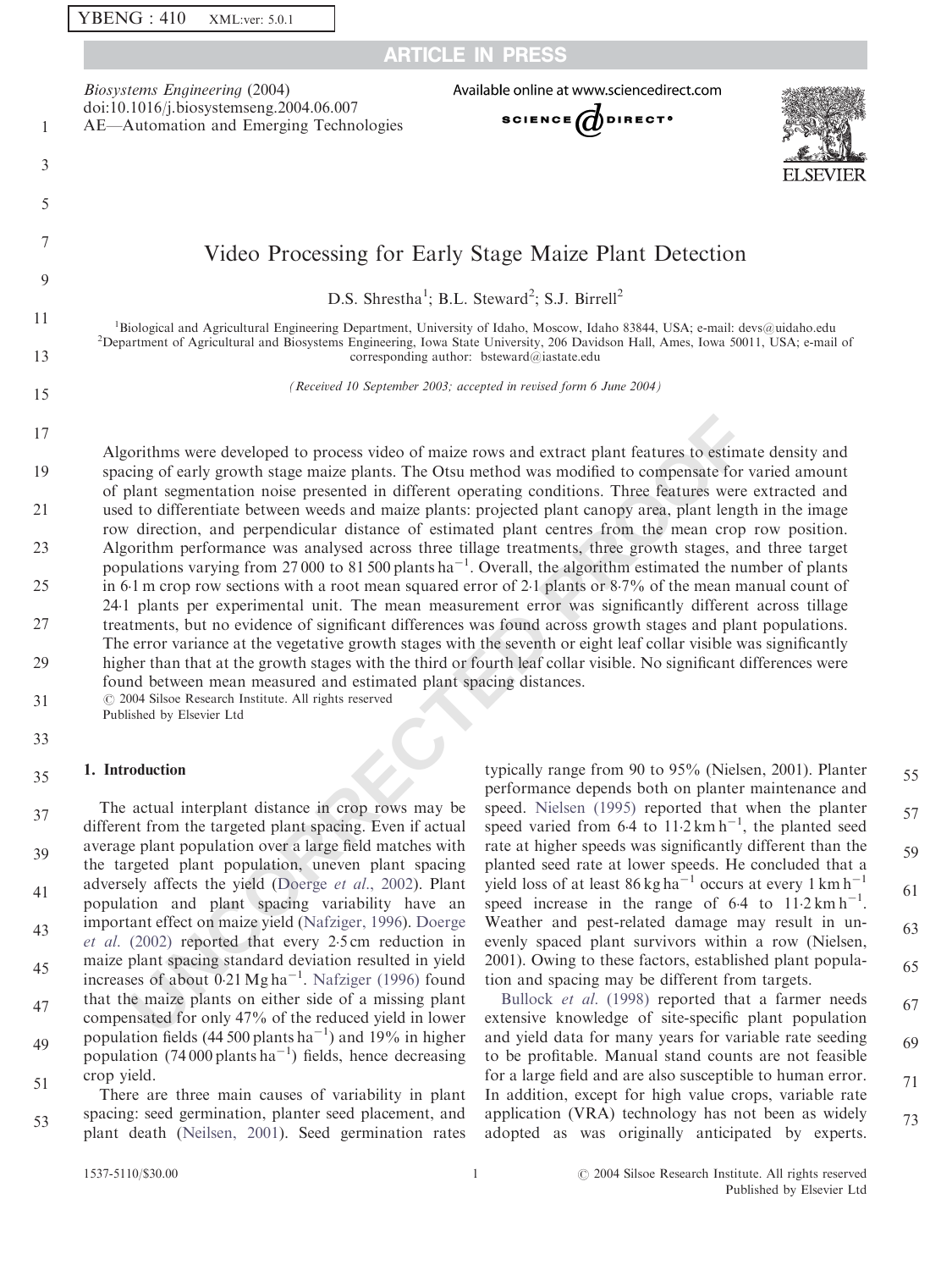Biosystems Engineering (2004)
doi:10.1016/j.biosystemseng.2004.06.007
AE—Automation and Emerging Technologies

# Video Processing for Early Stage Maize Plant Detection

D.S. Shrestha[1]; B.L. Steward[2]; S.J. Birrell[2]

[1]Biological and Agricultural Engineering Department, University of Idaho, Moscow, Idaho 83844, USA; e-mail: devs@uidaho.edu
[2]Department of Agricultural and Biosystems Engineering, Iowa State University, 206 Davidson Hall, Ames, Iowa 50011, USA; e-mail of corresponding author: bsteward@iastate.edu

*(Received 10 September 2003; accepted in revised form 6 June 2004)*

Algorithms were developed to process video of maize rows and extract plant features to estimate density and spacing of early growth stage maize plants. The Otsu method was modified to compensate for varied amount of plant segmentation noise presented in different operating conditions. Three features were extracted and used to differentiate between weeds and maize plants: projected plant canopy area, plant length in the image row direction, and perpendicular distance of estimated plant centres from the mean crop row position. Algorithm performance was analysed across three tillage treatments, three growth stages, and three target populations varying from 27 000 to 81 500 plants $ha^{-1}$. Overall, the algorithm estimated the number of plants in 6·1 m crop row sections with a root mean squared error of 2·1 plants or 8·7% of the mean manual count of 24·1 plants per experimental unit. The mean measurement error was significantly different across tillage treatments, but no evidence of significant differences was found across growth stages and plant populations. The error variance at the vegetative growth stages with the seventh or eight leaf collar visible was significantly higher than that at the growth stages with the third or fourth leaf collar visible. No significant differences were found between mean measured and estimated plant spacing distances.

© 2004 Silsoe Research Institute. All rights reserved
Published by Elsevier Ltd

## 1. Introduction

The actual interplant distance in crop rows may be different from the targeted plant spacing. Even if actual average plant population over a large field matches with the targeted plant population, uneven plant spacing adversely affects the yield (Doerge *et al.*, 2002). Plant population and plant spacing variability have an important effect on maize yield (Nafziger, 1996). Doerge *et al.* (2002) reported that every 2·5 cm reduction in maize plant spacing standard deviation resulted in yield increases of about 0·21 Mg $ha^{-1}$. Nafziger (1996) found that the maize plants on either side of a missing plant compensated for only 47% of the reduced yield in lower population fields (44 500 plants $ha^{-1}$) and 19% in higher population (74 000 plants $ha^{-1}$) fields, hence decreasing crop yield.

There are three main causes of variability in plant spacing: seed germination, planter seed placement, and plant death (Neilsen, 2001). Seed germination rates typically range from 90 to 95% (Nielsen, 2001). Planter performance depends both on planter maintenance and speed. Nielsen (1995) reported that when the planter speed varied from 6·4 to 11·2 km $h^{-1}$, the planted seed rate at higher speeds was significantly different than the planted seed rate at lower speeds. He concluded that a yield loss of at least 86 kg $ha^{-1}$ occurs at every 1 km $h^{-1}$ speed increase in the range of 6·4 to 11·2 km $h^{-1}$. Weather and pest-related damage may result in unevenly spaced plant survivors within a row (Nielsen, 2001). Owing to these factors, established plant population and spacing may be different from targets.

Bullock *et al.* (1998) reported that a farmer needs extensive knowledge of site-specific plant population and yield data for many years for variable rate seeding to be profitable. Manual stand counts are not feasible for a large field and are also susceptible to human error. In addition, except for high value crops, variable rate application (VRA) technology has not been as widely adopted as was originally anticipated by experts.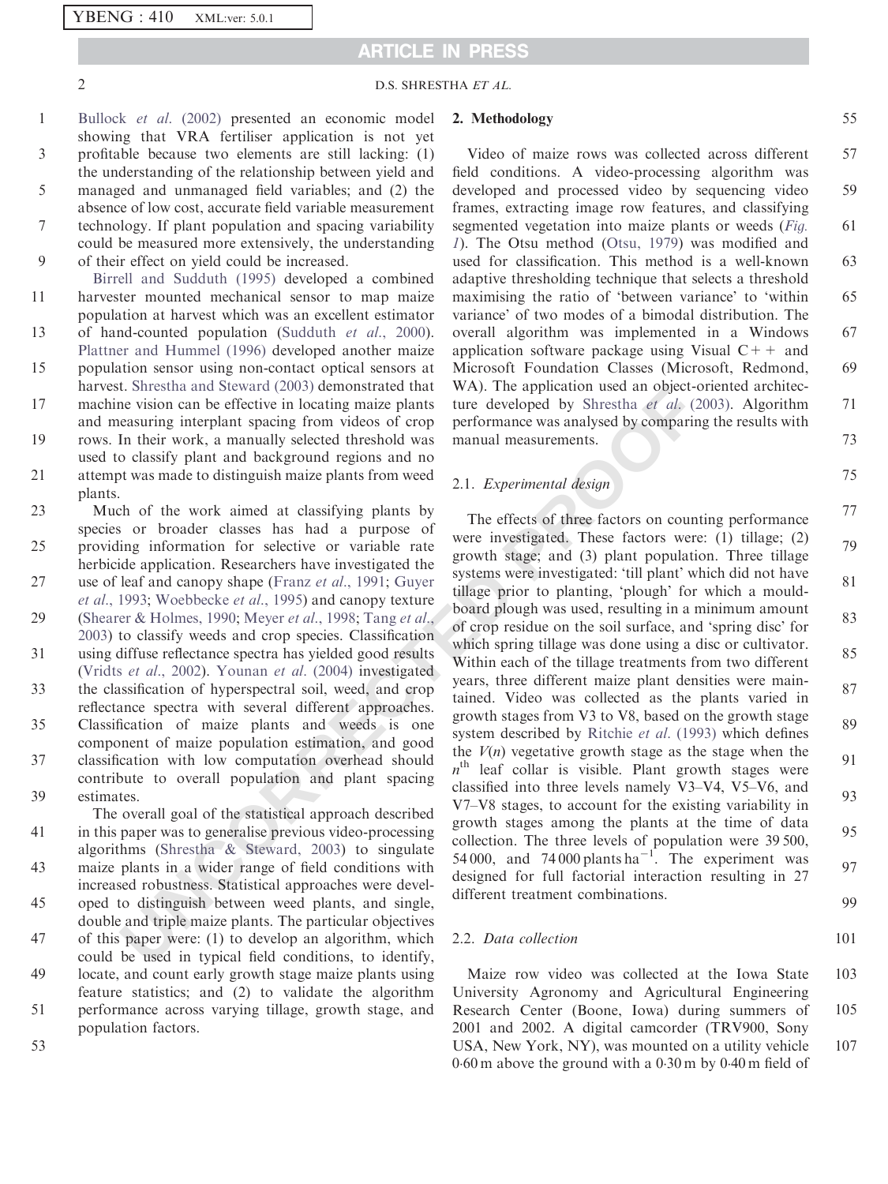Bullock *et al.* (2002) presented an economic model showing that VRA fertiliser application is not yet profitable because two elements are still lacking: (1) the understanding of the relationship between yield and managed and unmanaged field variables; and (2) the absence of low cost, accurate field variable measurement technology. If plant population and spacing variability could be measured more extensively, the understanding of their effect on yield could be increased.

Birrell and Sudduth (1995) developed a combined harvester mounted mechanical sensor to map maize population at harvest which was an excellent estimator of hand-counted population (Sudduth *et al.*, 2000). Plattner and Hummel (1996) developed another maize population sensor using non-contact optical sensors at harvest. Shrestha and Steward (2003) demonstrated that machine vision can be effective in locating maize plants and measuring interplant spacing from videos of crop rows. In their work, a manually selected threshold was used to classify plant and background regions and no attempt was made to distinguish maize plants from weed plants.

Much of the work aimed at classifying plants by species or broader classes has had a purpose of providing information for selective or variable rate herbicide application. Researchers have investigated the use of leaf and canopy shape (Franz *et al.*, 1991; Guyer *et al.*, 1993; Woebbecke *et al.*, 1995) and canopy texture (Shearer & Holmes, 1990; Meyer *et al.*, 1998; Tang *et al.*, 2003) to classify weeds and crop species. Classification using diffuse reflectance spectra has yielded good results (Vridts *et al.*, 2002). Younan *et al.* (2004) investigated the classification of hyperspectral soil, weed, and crop reflectance spectra with several different approaches. Classification of maize plants and weeds is one component of maize population estimation, and good classification with low computation overhead should contribute to overall population and plant spacing estimates.

The overall goal of the statistical approach described in this paper was to generalise previous video-processing algorithms (Shrestha & Steward, 2003) to singulate maize plants in a wider range of field conditions with increased robustness. Statistical approaches were developed to distinguish between weed plants, and single, double and triple maize plants. The particular objectives of this paper were: (1) to develop an algorithm, which could be used in typical field conditions, to identify, locate, and count early growth stage maize plants using feature statistics; and (2) to validate the algorithm performance across varying tillage, growth stage, and population factors.

## 2. Methodology

Video of maize rows was collected across different field conditions. A video-processing algorithm was developed and processed video by sequencing video frames, extracting image row features, and classifying segmented vegetation into maize plants or weeds (*Fig. 1*). The Otsu method (Otsu, 1979) was modified and used for classification. This method is a well-known adaptive thresholding technique that selects a threshold maximising the ratio of 'between variance' to 'within variance' of two modes of a bimodal distribution. The overall algorithm was implemented in a Windows application software package using Visual C++ and Microsoft Foundation Classes (Microsoft, Redmond, WA). The application used an object-oriented architecture developed by Shrestha *et al.* (2003). Algorithm performance was analysed by comparing the results with manual measurements.

### 2.1. *Experimental design*

The effects of three factors on counting performance were investigated. These factors were: (1) tillage; (2) growth stage; and (3) plant population. Three tillage systems were investigated: 'till plant' which did not have tillage prior to planting, 'plough' for which a mouldboard plough was used, resulting in a minimum amount of crop residue on the soil surface, and 'spring disc' for which spring tillage was done using a disc or cultivator. Within each of the tillage treatments from two different years, three different maize plant densities were maintained. Video was collected as the plants varied in growth stages from V3 to V8, based on the growth stage system described by Ritchie *et al.* (1993) which defines the $V(n)$ vegetative growth stage as the stage when the $n^{\text{th}}$ leaf collar is visible. Plant growth stages were classified into three levels namely V3–V4, V5–V6, and V7–V8 stages, to account for the existing variability in growth stages among the plants at the time of data collection. The three levels of population were 39 500, 54 000, and 74 000 plants $\text{ha}^{-1}$. The experiment was designed for full factorial interaction resulting in 27 different treatment combinations.

### 2.2. *Data collection*

Maize row video was collected at the Iowa State University Agronomy and Agricultural Engineering Research Center (Boone, Iowa) during summers of 2001 and 2002. A digital camcorder (TRV900, Sony USA, New York, NY), was mounted on a utility vehicle 0·60 m above the ground with a 0·30 m by 0·40 m field of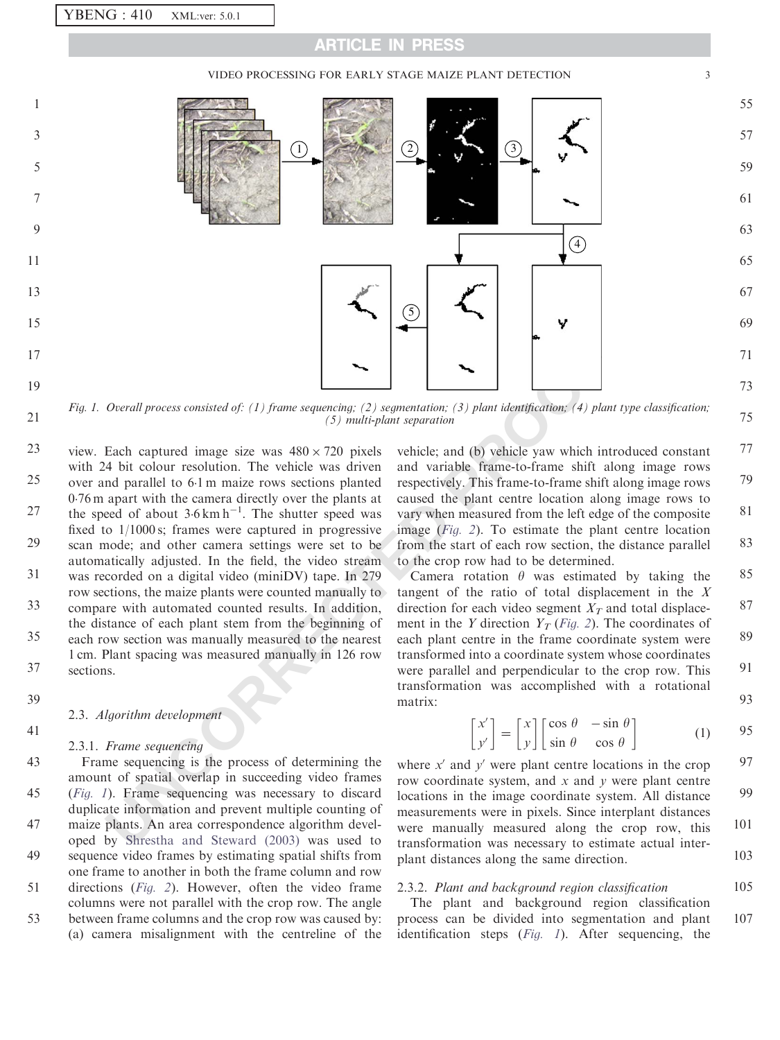Fig. 1. Overall process consisted of: (1) frame sequencing; (2) segmentation; (3) plant identification; (4) plant type classification; (5) multi-plant separation

view. Each captured image size was $480 \times 720$ pixels with 24 bit colour resolution. The vehicle was driven over and parallel to 6·1 m maize rows sections planted 0·76 m apart with the camera directly over the plants at the speed of about 3·6 km h$^{-1}$. The shutter speed was fixed to 1/1000 s; frames were captured in progressive scan mode; and other camera settings were set to be automatically adjusted. In the field, the video stream was recorded on a digital video (miniDV) tape. In 279 row sections, the maize plants were counted manually to compare with automated counted results. In addition, the distance of each plant stem from the beginning of each row section was manually measured to the nearest 1 cm. Plant spacing was measured manually in 126 row sections.

### 2.3. *Algorithm development*

#### 2.3.1. *Frame sequencing*

Frame sequencing is the process of determining the amount of spatial overlap in succeeding video frames (*Fig. 1*). Frame sequencing was necessary to discard duplicate information and prevent multiple counting of maize plants. An area correspondence algorithm developed by Shrestha and Steward (2003) was used to sequence video frames by estimating spatial shifts from one frame to another in both the frame column and row directions (*Fig. 2*). However, often the video frame columns were not parallel with the crop row. The angle between frame columns and the crop row was caused by: (a) camera misalignment with the centreline of the vehicle; and (b) vehicle yaw which introduced constant and variable frame-to-frame shift along image rows respectively. This frame-to-frame shift along image rows caused the plant centre location along image rows to vary when measured from the left edge of the composite image (*Fig. 2*). To estimate the plant centre location from the start of each row section, the distance parallel to the crop row had to be determined.

Camera rotation $\theta$ was estimated by taking the tangent of the ratio of total displacement in the $X$ direction for each video segment $X_T$ and total displacement in the $Y$ direction $Y_T$ (*Fig. 2*). The coordinates of each plant centre in the frame coordinate system were transformed into a coordinate system whose coordinates were parallel and perpendicular to the crop row. This transformation was accomplished with a rotational matrix:

$$\begin{bmatrix} x' \\ y' \end{bmatrix} = \begin{bmatrix} x \\ y \end{bmatrix} \begin{bmatrix} \cos\theta & -\sin\theta \\ \sin\theta & \cos\theta \end{bmatrix} \qquad (1)$$

where $x'$ and $y'$ were plant centre locations in the crop row coordinate system, and $x$ and $y$ were plant centre locations in the image coordinate system. All distance measurements were in pixels. Since interplant distances were manually measured along the crop row, this transformation was necessary to estimate actual interplant distances along the same direction.

#### 2.3.2. *Plant and background region classification*

The plant and background region classification process can be divided into segmentation and plant identification steps (*Fig. 1*). After sequencing, the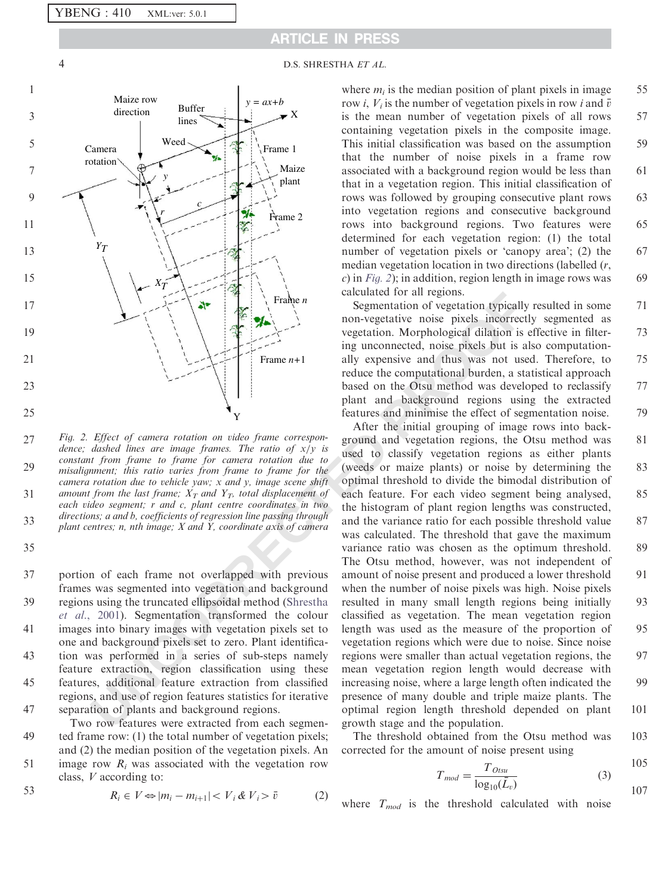Maize row direction

Buffer lines

$y = ax+b$

X

Weed

Frame 1

Camera rotation

Maize plant

$y$

$r$

$c$

Frame 2

$Y_T$

$X_T$

Frame $n$

Frame $n$+1

Y

Fig. 2. Effect of camera rotation on video frame correspondence; dashed lines are image frames. The ratio of $x/y$ is constant from frame to frame for camera rotation due to misalignment; this ratio varies from frame to frame for the camera rotation due to vehicle yaw; $x$ and $y$, image scene shift amount from the last frame; $X_T$ and $Y_T$, total displacement of each video segment; $r$ and $c$, plant centre coordinates in two directions; $a$ and $b$, coefficients of regression line passing through plant centres; $n$, $n$th image; X and Y, coordinate axis of camera

portion of each frame not overlapped with previous frames was segmented into vegetation and background regions using the truncated ellipsoidal method (Shrestha *et al.*, 2001). Segmentation transformed the colour images into binary images with vegetation pixels set to one and background pixels set to zero. Plant identification was performed in a series of sub-steps namely feature extraction, region classification using these features, additional feature extraction from classified regions, and use of region features statistics for iterative separation of plants and background regions.

Two row features were extracted from each segmented frame row: (1) the total number of vegetation pixels; and (2) the median position of the vegetation pixels. An image row $R_i$ was associated with the vegetation row class, $V$ according to:

$$R_i \in V \Leftrightarrow |m_i - m_{i+1}| < V_i \,\&\, V_i > \bar{v} \tag{2}$$

where $m_i$ is the median position of plant pixels in image row $i$, $V_i$ is the number of vegetation pixels in row $i$ and $\bar{v}$ is the mean number of vegetation pixels of all rows containing vegetation pixels in the composite image. This initial classification was based on the assumption that the number of noise pixels in a frame row associated with a background region would be less than that in a vegetation region. This initial classification of rows was followed by grouping consecutive plant rows into vegetation regions and consecutive background rows into background regions. Two features were determined for each vegetation region: (1) the total number of vegetation pixels or 'canopy area'; (2) the median vegetation location in two directions (labelled ($r$, $c$) in Fig. 2); in addition, region length in image rows was calculated for all regions.

Segmentation of vegetation typically resulted in some non-vegetative noise pixels incorrectly segmented as vegetation. Morphological dilation is effective in filtering unconnected, noise pixels but is also computationally expensive and thus was not used. Therefore, to reduce the computational burden, a statistical approach based on the Otsu method was developed to reclassify plant and background regions using the extracted features and minimise the effect of segmentation noise.

After the initial grouping of image rows into background and vegetation regions, the Otsu method was used to classify vegetation regions as either plants (weeds or maize plants) or noise by determining the optimal threshold to divide the bimodal distribution of each feature. For each video segment being analysed, the histogram of plant region lengths was constructed, and the variance ratio for each possible threshold value was calculated. The threshold that gave the maximum variance ratio was chosen as the optimum threshold. The Otsu method, however, was not independent of amount of noise present and produced a lower threshold when the number of noise pixels was high. Noise pixels resulted in many small length regions being initially classified as vegetation. The mean vegetation region length was used as the measure of the proportion of vegetation regions which were due to noise. Since noise regions were smaller than actual vegetation regions, the mean vegetation region length would decrease with increasing noise, where a large length often indicated the presence of many double and triple maize plants. The optimal region length threshold depended on plant growth stage and the population.

The threshold obtained from the Otsu method was corrected for the amount of noise present using

$$T_{mod} = \frac{T_{Otsu}}{\log_{10}(\bar{L}_v)} \tag{3}$$

where $T_{mod}$ is the threshold calculated with noise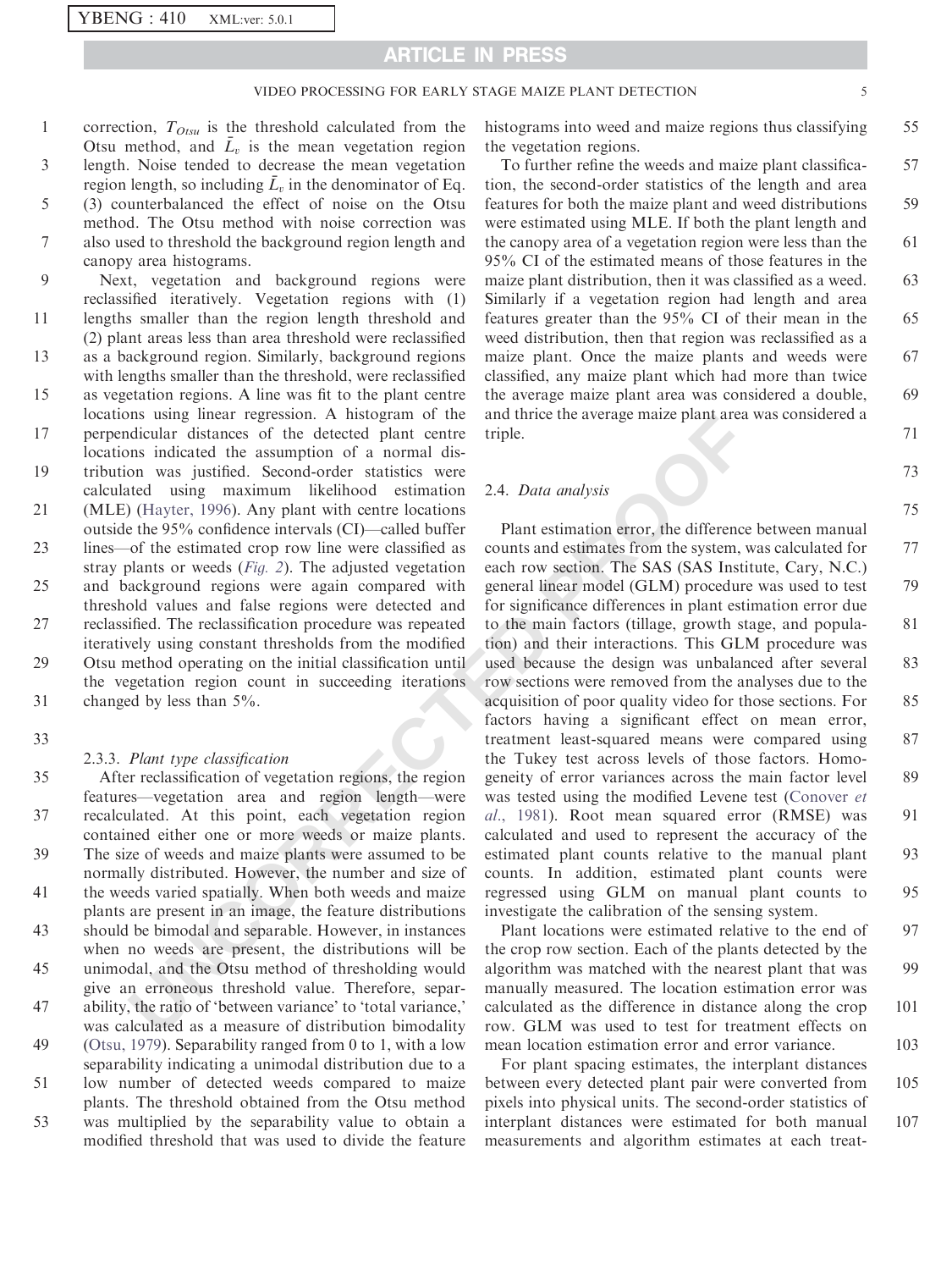correction, $T_{Otsu}$ is the threshold calculated from the Otsu method, and $\bar{L}_v$ is the mean vegetation region length. Noise tended to decrease the mean vegetation region length, so including $\bar{L}_v$ in the denominator of Eq. (3) counterbalanced the effect of noise on the Otsu method. The Otsu method with noise correction was also used to threshold the background region length and canopy area histograms.

Next, vegetation and background regions were reclassified iteratively. Vegetation regions with (1) lengths smaller than the region length threshold and (2) plant areas less than area threshold were reclassified as a background region. Similarly, background regions with lengths smaller than the threshold, were reclassified as vegetation regions. A line was fit to the plant centre locations using linear regression. A histogram of the perpendicular distances of the detected plant centre locations indicated the assumption of a normal distribution was justified. Second-order statistics were calculated using maximum likelihood estimation (MLE) (Hayter, 1996). Any plant with centre locations outside the 95% confidence intervals (CI)—called buffer lines—of the estimated crop row line were classified as stray plants or weeds (*Fig. 2*). The adjusted vegetation and background regions were again compared with threshold values and false regions were detected and reclassified. The reclassification procedure was repeated iteratively using constant thresholds from the modified Otsu method operating on the initial classification until the vegetation region count in succeeding iterations changed by less than 5%.

### 2.3.3. *Plant type classification*

After reclassification of vegetation regions, the region features—vegetation area and region length—were recalculated. At this point, each vegetation region contained either one or more weeds or maize plants. The size of weeds and maize plants were assumed to be normally distributed. However, the number and size of the weeds varied spatially. When both weeds and maize plants are present in an image, the feature distributions should be bimodal and separable. However, in instances when no weeds are present, the distributions will be unimodal, and the Otsu method of thresholding would give an erroneous threshold value. Therefore, separability, the ratio of 'between variance' to 'total variance,' was calculated as a measure of distribution bimodality (Otsu, 1979). Separability ranged from 0 to 1, with a low separability indicating a unimodal distribution due to a low number of detected weeds compared to maize plants. The threshold obtained from the Otsu method was multiplied by the separability value to obtain a modified threshold that was used to divide the feature histograms into weed and maize regions thus classifying the vegetation regions.

To further refine the weeds and maize plant classification, the second-order statistics of the length and area features for both the maize plant and weed distributions were estimated using MLE. If both the plant length and the canopy area of a vegetation region were less than the 95% CI of the estimated means of those features in the maize plant distribution, then it was classified as a weed. Similarly if a vegetation region had length and area features greater than the 95% CI of their mean in the weed distribution, then that region was reclassified as a maize plant. Once the maize plants and weeds were classified, any maize plant which had more than twice the average maize plant area was considered a double, and thrice the average maize plant area was considered a triple.

## 2.4. *Data analysis*

Plant estimation error, the difference between manual counts and estimates from the system, was calculated for each row section. The SAS (SAS Institute, Cary, N.C.) general linear model (GLM) procedure was used to test for significance differences in plant estimation error due to the main factors (tillage, growth stage, and population) and their interactions. This GLM procedure was used because the design was unbalanced after several row sections were removed from the analyses due to the acquisition of poor quality video for those sections. For factors having a significant effect on mean error, treatment least-squared means were compared using the Tukey test across levels of those factors. Homogeneity of error variances across the main factor level was tested using the modified Levene test (Conover *et al*., 1981). Root mean squared error (RMSE) was calculated and used to represent the accuracy of the estimated plant counts relative to the manual plant counts. In addition, estimated plant counts were regressed using GLM on manual plant counts to investigate the calibration of the sensing system.

Plant locations were estimated relative to the end of the crop row section. Each of the plants detected by the algorithm was matched with the nearest plant that was manually measured. The location estimation error was calculated as the difference in distance along the crop row. GLM was used to test for treatment effects on mean location estimation error and error variance.

For plant spacing estimates, the interplant distances between every detected plant pair were converted from pixels into physical units. The second-order statistics of interplant distances were estimated for both manual measurements and algorithm estimates at each treat-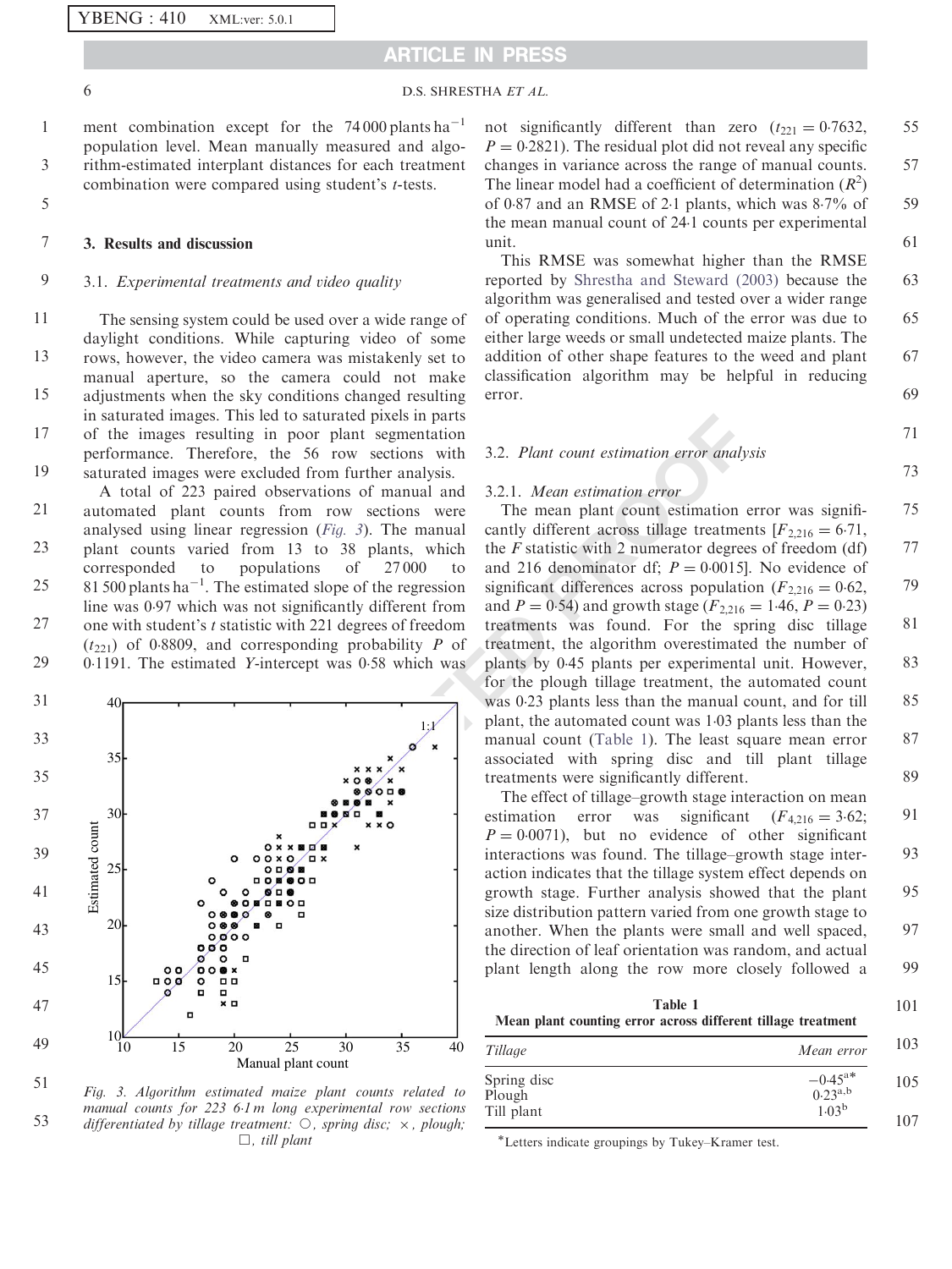ment combination except for the 74 000 plants ha$^{-1}$ population level. Mean manually measured and algorithm-estimated interplant distances for each treatment combination were compared using student's *t*-tests.

## 3. Results and discussion

### 3.1. *Experimental treatments and video quality*

The sensing system could be used over a wide range of daylight conditions. While capturing video of some rows, however, the video camera was mistakenly set to manual aperture, so the camera could not make adjustments when the sky conditions changed resulting in saturated images. This led to saturated pixels in parts of the images resulting in poor plant segmentation performance. Therefore, the 56 row sections with saturated images were excluded from further analysis.

A total of 223 paired observations of manual and automated plant counts from row sections were analysed using linear regression (*Fig. 3*). The manual plant counts varied from 13 to 38 plants, which corresponded to populations of 27 000 to 81 500 plants ha$^{-1}$. The estimated slope of the regression line was 0·97 which was not significantly different from one with student's *t* statistic with 221 degrees of freedom ($t_{221}$) of 0·8809, and corresponding probability *P* of 0·1191. The estimated *Y*-intercept was 0·58 which was not significantly different than zero ($t_{221} = 0{\cdot}7632$, $P = 0{\cdot}2821$). The residual plot did not reveal any specific changes in variance across the range of manual counts. The linear model had a coefficient of determination ($R^2$) of 0·87 and an RMSE of 2·1 plants, which was 8·7% of the mean manual count of 24·1 counts per experimental unit.

*Fig. 3. Algorithm estimated maize plant counts related to manual counts for 223 6·1 m long experimental row sections differentiated by tillage treatment: ○, spring disc; ×, plough; □, till plant*

This RMSE was somewhat higher than the RMSE reported by Shrestha and Steward (2003) because the algorithm was generalised and tested over a wider range of operating conditions. Much of the error was due to either large weeds or small undetected maize plants. The addition of other shape features to the weed and plant classification algorithm may be helpful in reducing error.

### 3.2. *Plant count estimation error analysis*

#### 3.2.1. *Mean estimation error*

The mean plant count estimation error was significantly different across tillage treatments [$F_{2,216} = 6{\cdot}71$, the *F* statistic with 2 numerator degrees of freedom (df) and 216 denominator df; $P = 0{\cdot}0015$]. No evidence of significant differences across population ($F_{2,216} = 0{\cdot}62$, and $P = 0{\cdot}54$) and growth stage ($F_{2,216} = 1{\cdot}46$, $P = 0{\cdot}23$) treatments was found. For the spring disc tillage treatment, the algorithm overestimated the number of plants by 0·45 plants per experimental unit. However, for the plough tillage treatment, the automated count was 0·23 plants less than the manual count, and for till plant, the automated count was 1·03 plants less than the manual count (Table 1). The least square mean error associated with spring disc and till plant tillage treatments were significantly different.

The effect of tillage–growth stage interaction on mean estimation error was significant ($F_{4,216} = 3{\cdot}62$; $P = 0{\cdot}0071$), but no evidence of other significant interactions was found. The tillage–growth stage interaction indicates that the tillage system effect depends on growth stage. Further analysis showed that the plant size distribution pattern varied from one growth stage to another. When the plants were small and well spaced, the direction of leaf orientation was random, and actual plant length along the row more closely followed a

**Table 1**
**Mean plant counting error across different tillage treatment**

| Tillage | Mean error |
|---|---|
| Spring disc | $-0{\cdot}45^{a*}$ |
| Plough | $0{\cdot}23^{a,b}$ |
| Till plant | $1{\cdot}03^{b}$ |

*Letters indicate groupings by Tukey–Kramer test.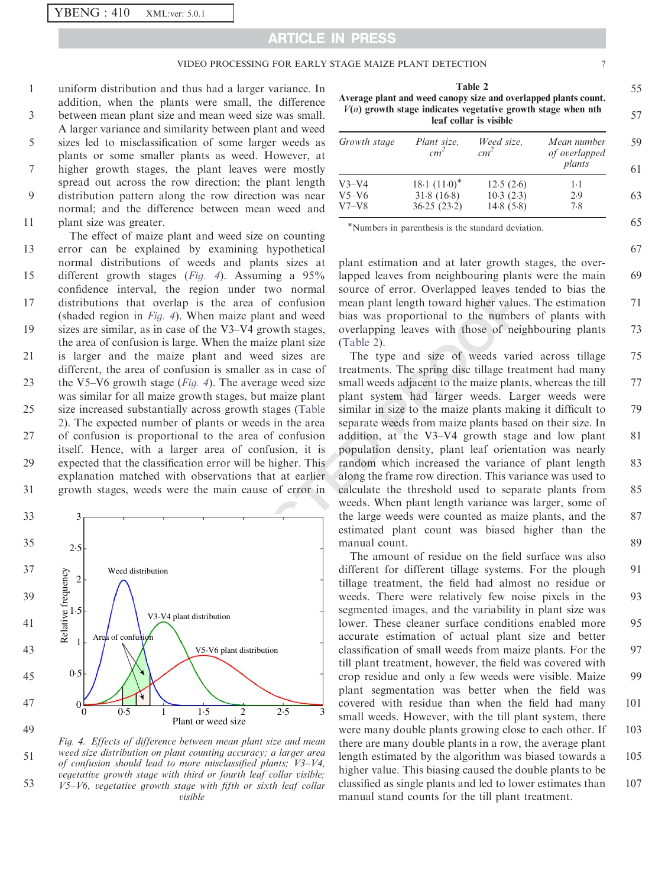uniform distribution and thus had a larger variance. In addition, when the plants were small, the difference between mean plant size and mean weed size was small. A larger variance and similarity between plant and weed sizes led to misclassification of some larger weeds as plants or some smaller plants as weed. However, at higher growth stages, the plant leaves were mostly spread out across the row direction; the plant length distribution pattern along the row direction was near normal; and the difference between mean weed and plant size was greater.

The effect of maize plant and weed size on counting error can be explained by examining hypothetical normal distributions of weeds and plants sizes at different growth stages (Fig. 4). Assuming a 95% confidence interval, the region under two normal distributions that overlap is the area of confusion (shaded region in Fig. 4). When maize plant and weed sizes are similar, as in case of the V3–V4 growth stages, the area of confusion is large. When the maize plant size is larger and the maize plant and weed sizes are different, the area of confusion is smaller as in case of the V5–V6 growth stage (Fig. 4). The average weed size was similar for all maize growth stages, but maize plant size increased substantially across growth stages (Table 2). The expected number of plants or weeds in the area of confusion is proportional to the area of confusion itself. Hence, with a larger area of confusion, it is expected that the classification error will be higher. This explanation matched with observations that at earlier growth stages, weeds were the main cause of error in plant estimation and at later growth stages, the overlapped leaves from neighbouring plants were the main source of error. Overlapped leaves tended to bias the mean plant length toward higher values. The estimation bias was proportional to the numbers of plants with overlapping leaves with those of neighbouring plants (Table 2).

Fig. 4. Effects of difference between mean plant size and mean weed size distribution on plant counting accuracy; a larger area of confusion should lead to more misclassified plants; V3–V4, vegetative growth stage with third or fourth leaf collar visible; V5–V6, vegetative growth stage with fifth or sixth leaf collar visible

**Table 2**
**Average plant and weed canopy size and overlapped plants count. $V(n)$ growth stage indicates vegetative growth stage when nth leaf collar is visible**

| *Growth stage* | *Plant size, cm²* | *Weed size, cm²* | *Mean number of overlapped plants* |
|---|---|---|---|
| V3–V4 | 18·1 (11·0)* | 12·5 (2·6) | 1·1 |
| V5–V6 | 31·8 (16·8) | 10·3 (2·3) | 2·9 |
| V7–V8 | 36·25 (23·2) | 14·8 (5·8) | 7·8 |

*Numbers in parenthesis is the standard deviation.

The type and size of weeds varied across tillage treatments. The spring disc tillage treatment had many small weeds adjacent to the maize plants, whereas the till plant system had larger weeds. Larger weeds were similar in size to the maize plants making it difficult to separate weeds from maize plants based on their size. In addition, at the V3–V4 growth stage and low plant population density, plant leaf orientation was nearly random which increased the variance of plant length along the frame row direction. This variance was used to calculate the threshold used to separate plants from weeds. When plant length variance was larger, some of the large weeds were counted as maize plants, and the estimated plant count was biased higher than the manual count.

The amount of residue on the field surface was also different for different tillage systems. For the plough tillage treatment, the field had almost no residue or weeds. There were relatively few noise pixels in the segmented images, and the variability in plant size was lower. These cleaner surface conditions enabled more accurate estimation of actual plant size and better classification of small weeds from maize plants. For the till plant treatment, however, the field was covered with crop residue and only a few weeds were visible. Maize plant segmentation was better when the field was covered with residue than when the field had many small weeds. However, with the till plant system, there were many double plants growing close to each other. If there are many double plants in a row, the average plant length estimated by the algorithm was biased towards a higher value. This biasing caused the double plants to be classified as single plants and led to lower estimates than manual stand counts for the till plant treatment.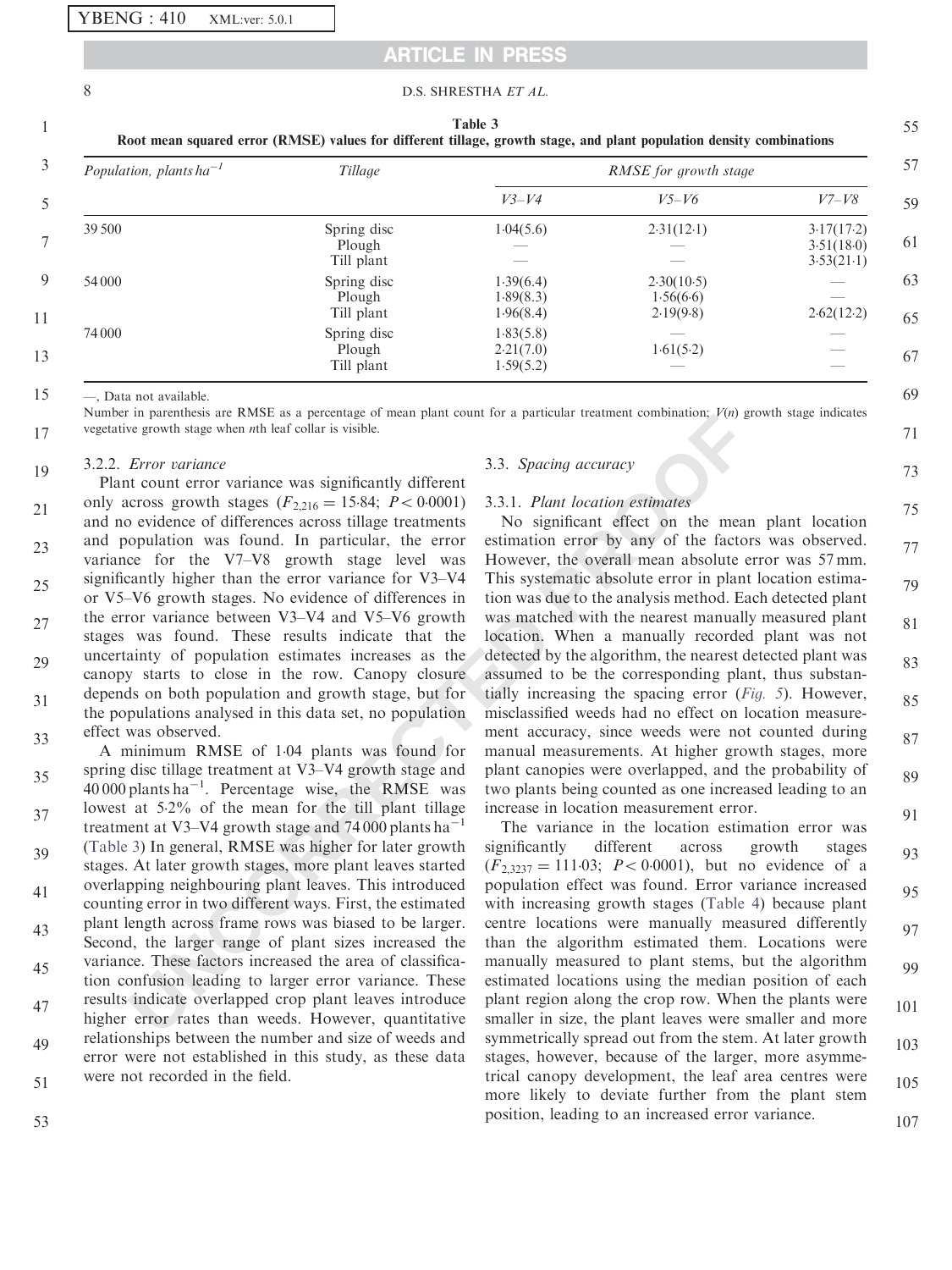Table 3
Root mean squared error (RMSE) values for different tillage, growth stage, and plant population density combinations

| Population, plants $ha^{-1}$ | Tillage | RMSE for growth stage | | |
|---|---|---|---|---|
| | | V3–V4 | V5–V6 | V7–V8 |
| 39 500 | Spring disc | 1·04(5.6) | 2·31(12·1) | 3·17(17·2) |
| | Plough | — | — | 3·51(18·0) |
| | Till plant | — | — | 3·53(21·1) |
| 54 000 | Spring disc | 1·39(6.4) | 2·30(10·5) | — |
| | Plough | 1·89(8.3) | 1·56(6·6) | — |
| | Till plant | 1·96(8.4) | 2·19(9·8) | 2·62(12·2) |
| 74 000 | Spring disc | 1·83(5.8) | — | — |
| | Plough | 2·21(7.0) | 1·61(5·2) | — |
| | Till plant | 1·59(5.2) | — | — |

—, Data not available.
Number in parenthesis are RMSE as a percentage of mean plant count for a particular treatment combination; $V(n)$ growth stage indicates vegetative growth stage when $n$th leaf collar is visible.

#### 3.2.2. Error variance

Plant count error variance was significantly different only across growth stages ($F_{2,216} = 15{\cdot}84$; $P < 0{\cdot}0001$) and no evidence of differences across tillage treatments and population was found. In particular, the error variance for the V7–V8 growth stage level was significantly higher than the error variance for V3–V4 or V5–V6 growth stages. No evidence of differences in the error variance between V3–V4 and V5–V6 growth stages was found. These results indicate that the uncertainty of population estimates increases as the canopy starts to close in the row. Canopy closure depends on both population and growth stage, but for the populations analysed in this data set, no population effect was observed.

A minimum RMSE of 1·04 plants was found for spring disc tillage treatment at V3–V4 growth stage and 40 000 plants $ha^{-1}$. Percentage wise, the RMSE was lowest at 5·2% of the mean for the till plant tillage treatment at V3–V4 growth stage and 74 000 plants $ha^{-1}$ (Table 3) In general, RMSE was higher for later growth stages. At later growth stages, more plant leaves started overlapping neighbouring plant leaves. This introduced counting error in two different ways. First, the estimated plant length across frame rows was biased to be larger. Second, the larger range of plant sizes increased the variance. These factors increased the area of classification confusion leading to larger error variance. These results indicate overlapped crop plant leaves introduce higher error rates than weeds. However, quantitative relationships between the number and size of weeds and error were not established in this study, as these data were not recorded in the field.

### 3.3. Spacing accuracy

#### 3.3.1. Plant location estimates

No significant effect on the mean plant location estimation error by any of the factors was observed. However, the overall mean absolute error was 57 mm. This systematic absolute error in plant location estimation was due to the analysis method. Each detected plant was matched with the nearest manually measured plant location. When a manually recorded plant was not detected by the algorithm, the nearest detected plant was assumed to be the corresponding plant, thus substantially increasing the spacing error (Fig. 5). However, misclassified weeds had no effect on location measurement accuracy, since weeds were not counted during manual measurements. At higher growth stages, more plant canopies were overlapped, and the probability of two plants being counted as one increased leading to an increase in location measurement error.

The variance in the location estimation error was significantly different across growth stages ($F_{2,3237} = 111{\cdot}03$; $P < 0{\cdot}0001$), but no evidence of a population effect was found. Error variance increased with increasing growth stages (Table 4) because plant centre locations were manually measured differently than the algorithm estimated them. Locations were manually measured to plant stems, but the algorithm estimated locations using the median position of each plant region along the crop row. When the plants were smaller in size, the plant leaves were smaller and more symmetrically spread out from the stem. At later growth stages, however, because of the larger, more asymmetrical canopy development, the leaf area centres were more likely to deviate further from the plant stem position, leading to an increased error variance.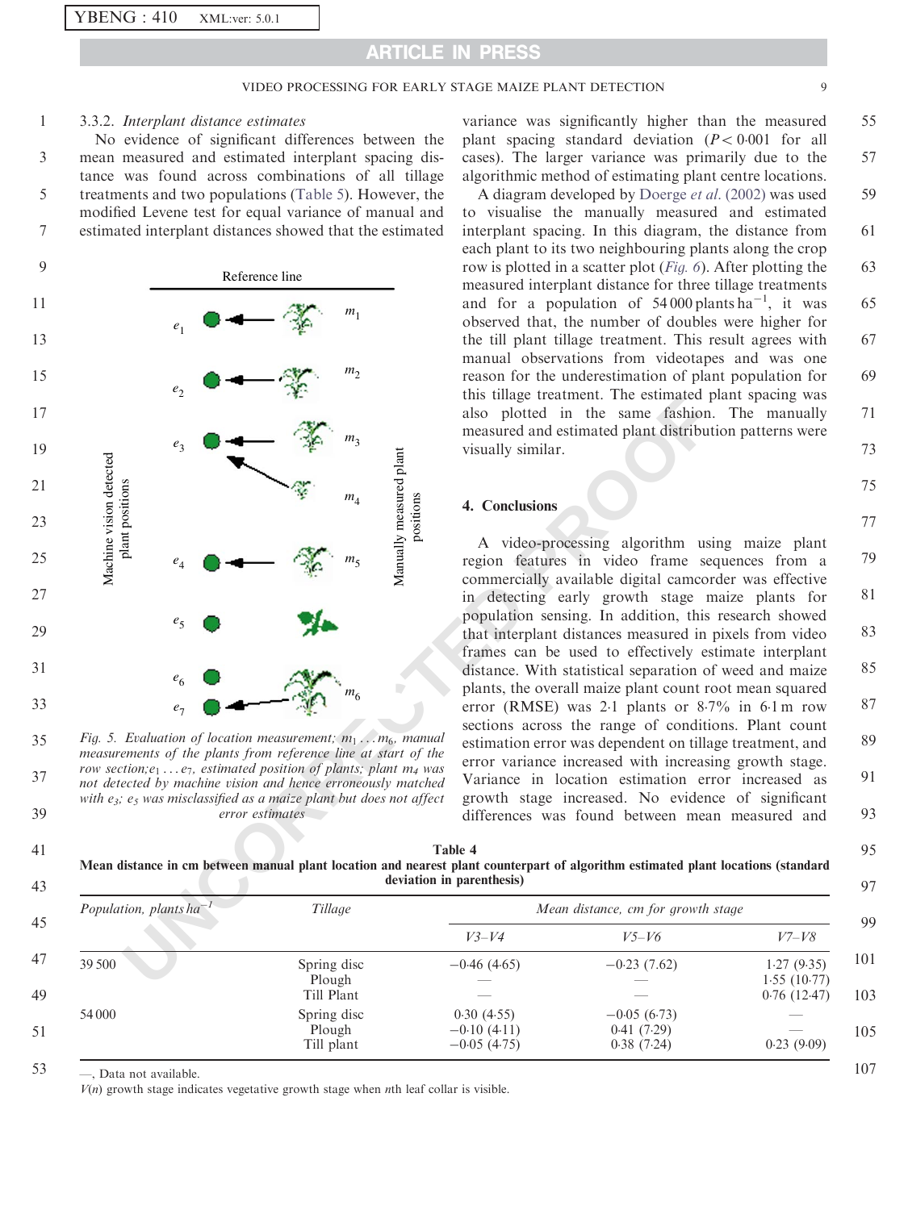### 3.3.2. *Interplant distance estimates*

No evidence of significant differences between the mean measured and estimated interplant spacing distance was found across combinations of all tillage treatments and two populations (Table 5). However, the modified Levene test for equal variance of manual and estimated interplant distances showed that the estimated variance was significantly higher than the measured plant spacing standard deviation ($P < 0{\cdot}001$ for all cases). The larger variance was primarily due to the algorithmic method of estimating plant centre locations.

A diagram developed by Doerge *et al.* (2002) was used to visualise the manually measured and estimated interplant spacing. In this diagram, the distance from each plant to its two neighbouring plants along the crop row is plotted in a scatter plot (*Fig. 6*). After plotting the measured interplant distance for three tillage treatments and for a population of 54 000 plants ha$^{-1}$, it was observed that, the number of doubles were higher for the till plant tillage treatment. This result agrees with manual observations from videotapes and was one reason for the underestimation of plant population for this tillage treatment. The estimated plant spacing was also plotted in the same fashion. The manually measured and estimated plant distribution patterns were visually similar.

*Fig. 5. Evaluation of location measurement; $m_1 \ldots m_6$, manual measurements of the plants from reference line at start of the row section; $e_1 \ldots e_7$, estimated position of plants; plant $m_4$ was not detected by machine vision and hence erroneously matched with $e_3$; $e_5$ was misclassified as a maize plant but does not affect error estimates*

## 4. Conclusions

A video-processing algorithm using maize plant region features in video frame sequences from a commercially available digital camcorder was effective in detecting early growth stage maize plants for population sensing. In addition, this research showed that interplant distances measured in pixels from video frames can be used to effectively estimate interplant distance. With statistical separation of weed and maize plants, the overall maize plant count root mean squared error (RMSE) was 2·1 plants or 8·7% in 6·1 m row sections across the range of conditions. Plant count estimation error was dependent on tillage treatment, and error variance increased with increasing growth stage. Variance in location estimation error increased as growth stage increased. No evidence of significant differences was found between mean measured and

**Table 4**
**Mean distance in cm between manual plant location and nearest plant counterpart of algorithm estimated plant locations (standard deviation in parenthesis)**

| *Population, plants ha$^{-1}$* | *Tillage* | *Mean distance, cm for growth stage* | | |
|---|---|---|---|---|
| | | *V3–V4* | *V5–V6* | *V7–V8* |
| 39 500 | Spring disc | −0·46 (4·65) | −0·23 (7·62) | 1·27 (9·35) |
| | Plough | — | — | 1·55 (10·77) |
| | Till Plant | — | — | 0·76 (12·47) |
| 54 000 | Spring disc | 0·30 (4·55) | −0·05 (6·73) | — |
| | Plough | −0·10 (4·11) | 0·41 (7·29) | — |
| | Till plant | −0·05 (4·75) | 0·38 (7·24) | 0·23 (9·09) |

—, Data not available.
$V(n)$ growth stage indicates vegetative growth stage when $n$th leaf collar is visible.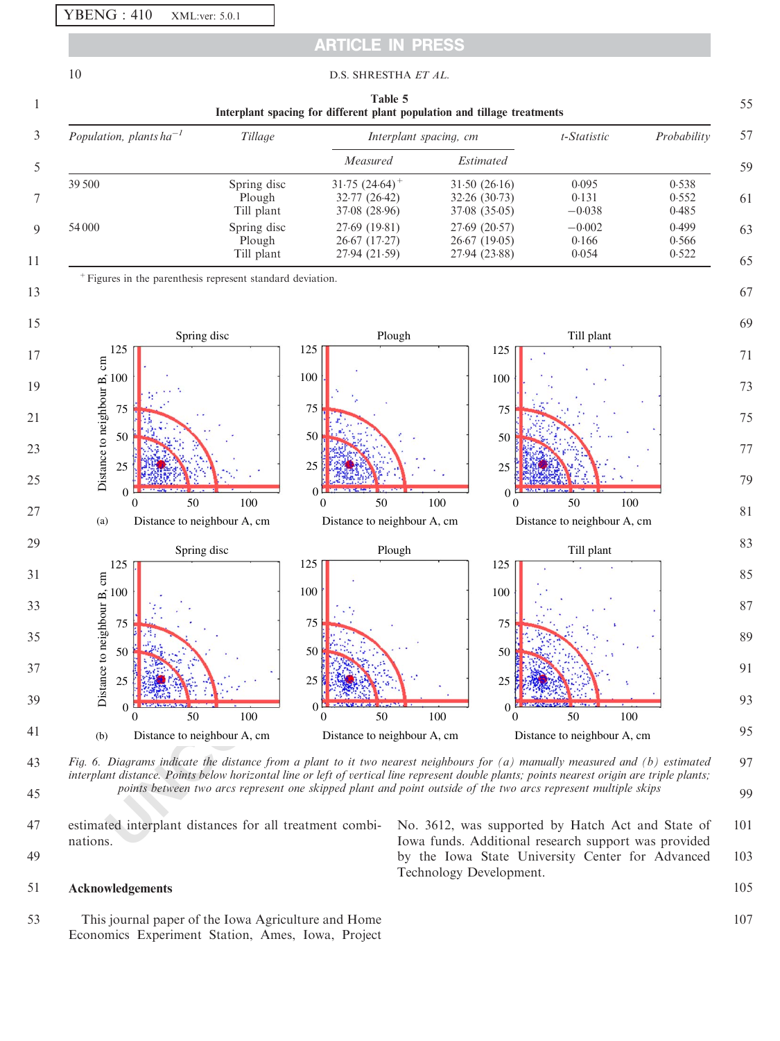**Table 5**
**Interplant spacing for different plant population and tillage treatments**

| Population, plants ha$^{-1}$ | Tillage | Interplant spacing, cm | | t-Statistic | Probability |
|---|---|---|---|---|---|
| | | Measured | Estimated | | |
| 39 500 | Spring disc | 31·75 (24·64)[+] | 31·50 (26·16) | 0·095 | 0·538 |
| | Plough | 32·77 (26·42) | 32·26 (30·73) | 0·131 | 0·552 |
| | Till plant | 37·08 (28·96) | 37·08 (35·05) | −0·038 | 0·485 |
| 54 000 | Spring disc | 27·69 (19·81) | 27·69 (20·57) | −0·002 | 0·499 |
| | Plough | 26·67 (17·27) | 26·67 (19·05) | 0·166 | 0·566 |
| | Till plant | 27·94 (21·59) | 27·94 (23·88) | 0·054 | 0·522 |

[+] Figures in the parenthesis represent standard deviation.

*Fig. 6. Diagrams indicate the distance from a plant to it two nearest neighbours for (a) manually measured and (b) estimated interplant distance. Points below horizontal line or left of vertical line represent double plants; points nearest origin are triple plants; points between two arcs represent one skipped plant and point outside of the two arcs represent multiple skips*

estimated interplant distances for all treatment combinations.

## Acknowledgements

This journal paper of the Iowa Agriculture and Home Economics Experiment Station, Ames, Iowa, Project No. 3612, was supported by Hatch Act and State of Iowa funds. Additional research support was provided by the Iowa State University Center for Advanced Technology Development.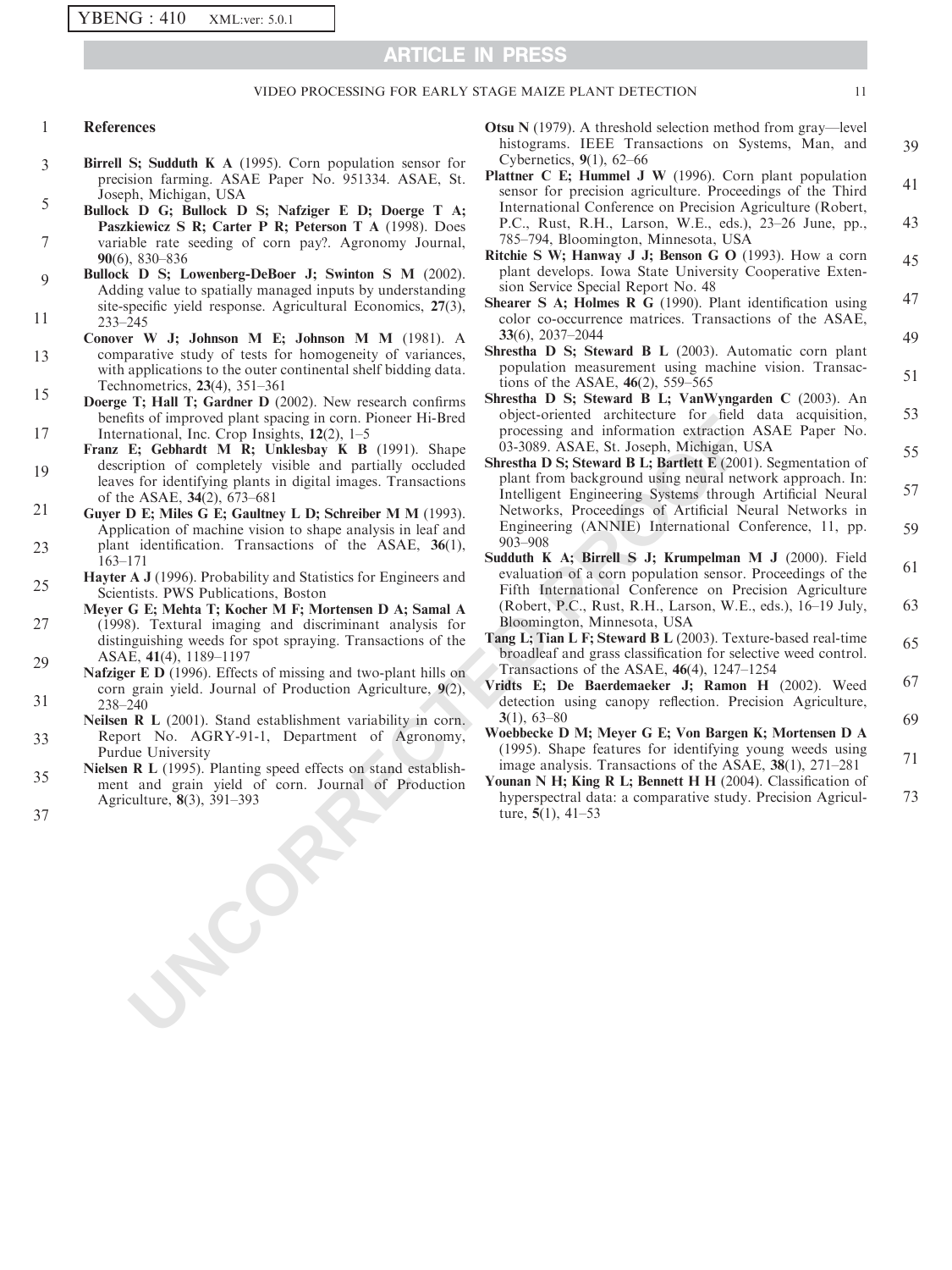## References

**Birrell S; Sudduth K A** (1995). Corn population sensor for precision farming. ASAE Paper No. 951334. ASAE, St. Joseph, Michigan, USA

**Bullock D G; Bullock D S; Nafziger E D; Doerge T A; Paszkiewicz S R; Carter P R; Peterson T A** (1998). Does variable rate seeding of corn pay?. Agronomy Journal, **90**(6), 830–836

**Bullock D S; Lowenberg-DeBoer J; Swinton S M** (2002). Adding value to spatially managed inputs by understanding site-specific yield response. Agricultural Economics, **27**(3), 233–245

**Conover W J; Johnson M E; Johnson M M** (1981). A comparative study of tests for homogeneity of variances, with applications to the outer continental shelf bidding data. Technometrics, **23**(4), 351–361

**Doerge T; Hall T; Gardner D** (2002). New research confirms benefits of improved plant spacing in corn. Pioneer Hi-Bred International, Inc. Crop Insights, **12**(2), 1–5

**Franz E; Gebhardt M R; Unklesbay K B** (1991). Shape description of completely visible and partially occluded leaves for identifying plants in digital images. Transactions of the ASAE, **34**(2), 673–681

**Guyer D E; Miles G E; Gaultney L D; Schreiber M M** (1993). Application of machine vision to shape analysis in leaf and plant identification. Transactions of the ASAE, **36**(1), 163–171

**Hayter A J** (1996). Probability and Statistics for Engineers and Scientists. PWS Publications, Boston

**Meyer G E; Mehta T; Kocher M F; Mortensen D A; Samal A** (1998). Textural imaging and discriminant analysis for distinguishing weeds for spot spraying. Transactions of the ASAE, **41**(4), 1189–1197

**Nafziger E D** (1996). Effects of missing and two-plant hills on corn grain yield. Journal of Production Agriculture, **9**(2), 238–240

**Neilsen R L** (2001). Stand establishment variability in corn. Report No. AGRY-91-1, Department of Agronomy, Purdue University

**Nielsen R L** (1995). Planting speed effects on stand establishment and grain yield of corn. Journal of Production Agriculture, **8**(3), 391–393

**Otsu N** (1979). A threshold selection method from gray—level histograms. IEEE Transactions on Systems, Man, and Cybernetics, **9**(1), 62–66

**Plattner C E; Hummel J W** (1996). Corn plant population sensor for precision agriculture. Proceedings of the Third International Conference on Precision Agriculture (Robert, P.C., Rust, R.H., Larson, W.E., eds.), 23–26 June, pp., 785–794, Bloomington, Minnesota, USA

**Ritchie S W; Hanway J J; Benson G O** (1993). How a corn plant develops. Iowa State University Cooperative Extension Service Special Report No. 48

**Shearer S A; Holmes R G** (1990). Plant identification using color co-occurrence matrices. Transactions of the ASAE, **33**(6), 2037–2044

**Shrestha D S; Steward B L** (2003). Automatic corn plant population measurement using machine vision. Transactions of the ASAE, **46**(2), 559–565

**Shrestha D S; Steward B L; VanWyngarden C** (2003). An object-oriented architecture for field data acquisition, processing and information extraction ASAE Paper No. 03-3089. ASAE, St. Joseph, Michigan, USA

**Shrestha D S; Steward B L; Bartlett E** (2001). Segmentation of plant from background using neural network approach. In: Intelligent Engineering Systems through Artificial Neural Networks, Proceedings of Artificial Neural Networks in Engineering (ANNIE) International Conference, 11, pp. 903–908

**Sudduth K A; Birrell S J; Krumpelman M J** (2000). Field evaluation of a corn population sensor. Proceedings of the Fifth International Conference on Precision Agriculture (Robert, P.C., Rust, R.H., Larson, W.E., eds.), 16–19 July, Bloomington, Minnesota, USA

**Tang L; Tian L F; Steward B L** (2003). Texture-based real-time broadleaf and grass classification for selective weed control. Transactions of the ASAE, **46**(4), 1247–1254

**Vridts E; De Baerdemaeker J; Ramon H** (2002). Weed detection using canopy reflection. Precision Agriculture, **3**(1), 63–80

**Woebbecke D M; Meyer G E; Von Bargen K; Mortensen D A** (1995). Shape features for identifying young weeds using image analysis. Transactions of the ASAE, **38**(1), 271–281

**Younan N H; King R L; Bennett H H** (2004). Classification of hyperspectral data: a comparative study. Precision Agriculture, **5**(1), 41–53